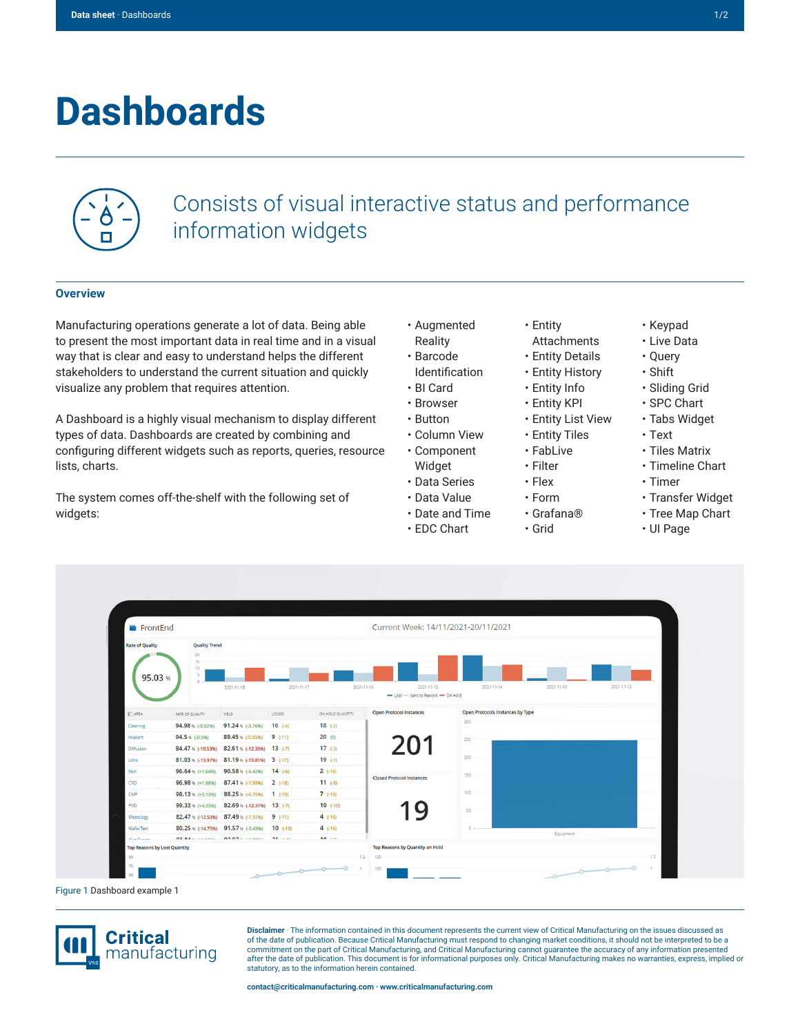# Dashboards

Consists of visual interactive status and performance information widgets

## Overview

Manufacturing operations generate a lot of data. Being able to present the most important data in real time and in a visual way that is clear and easy to understand helps the different stakeholders to understand the current situation and quickly visualize any problem that requires attention.

A Dashboard is a highly visual mechanism to display different types of data. Dashboards are created by combining and configuring different widgets such as reports, queries, resource lists, charts.

The system comes off-the-shelf with the following set of widgets:

- Augmented Reality
- Barcode Identification
- BI Card
- Browser
- Button
- Column View
- Component Widget
- Data Series
- Data Value
- Date and Time
- EDC Chart
- Entity Attachments
- Entity Details
- Entity History
- Entity Info
- Entity KPI
- Entity List View
- Entity Tiles
- FabLive
- Filter
- Flex
- Form
- Grafana®
- Grid
- Keypad
- Live Data
- Query
- Shift
- Sliding Grid
- SPC Chart
- Tabs Widget
- Text
- Tiles Matrix
- Timeline Chart
- Timer
- Transfer Widget
- Tree Map Chart
- UI Page

Figure 1 Dashboard example 1

**Disclaimer** · The information contained in this document represents the current view of Critical Manufacturing on the issues discussed as of the date of publication. Because Critical Manufacturing must respond to changing market conditions, it should not be interpreted to be a commitment on the part of Critical Manufacturing, and Critical Manufacturing cannot guarantee the accuracy of any information presented after the date of publication. This document is for informational purposes only. Critical Manufacturing makes no warranties, express, implied or statutory, as to the information herein contained.

contact@criticalmanufacturing.com · www.criticalmanufacturing.com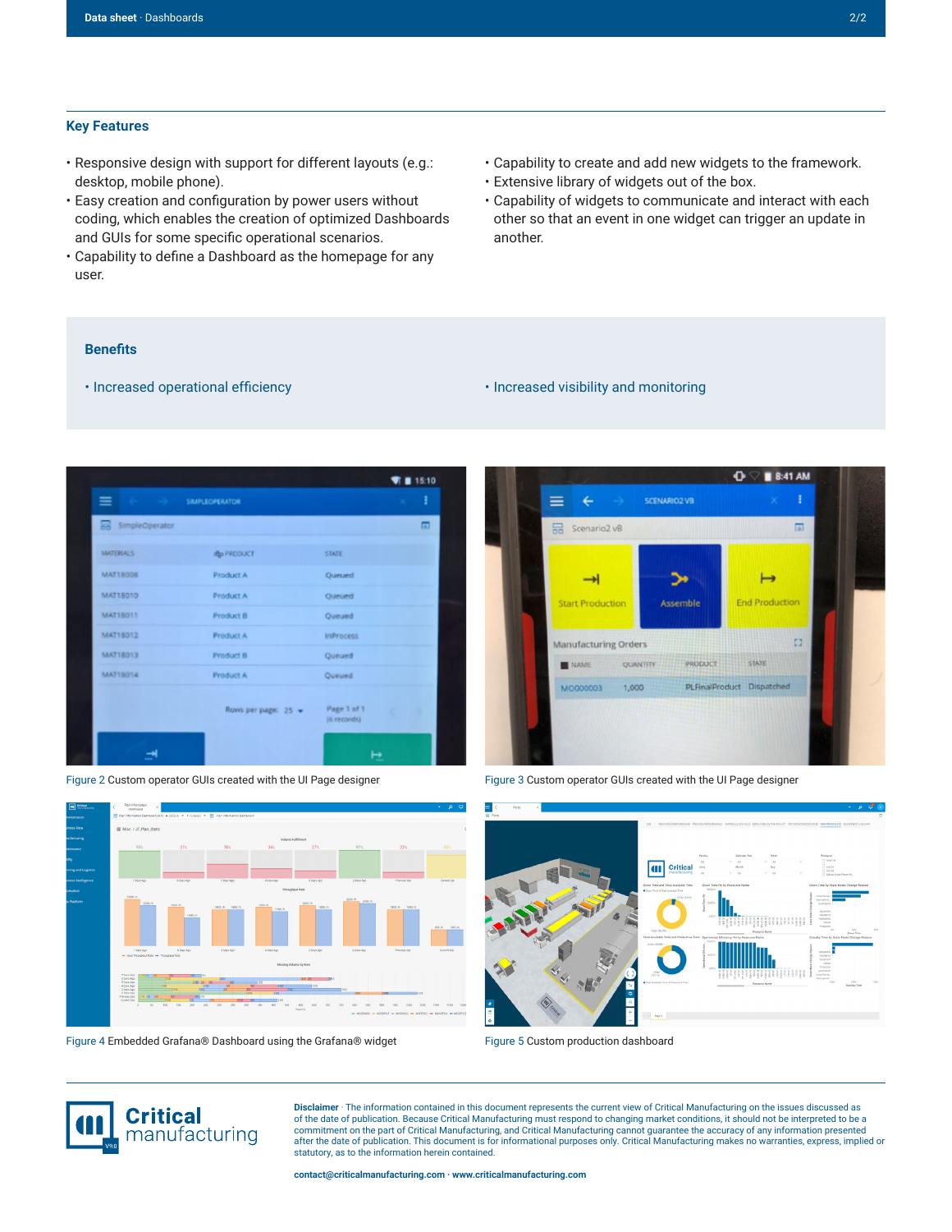## Key Features

- Responsive design with support for different layouts (e.g.: desktop, mobile phone).
- Easy creation and configuration by power users without coding, which enables the creation of optimized Dashboards and GUIs for some specific operational scenarios.
- Capability to define a Dashboard as the homepage for any user.
- Capability to create and add new widgets to the framework.
- Extensive library of widgets out of the box.
- Capability of widgets to communicate and interact with each other so that an event in one widget can trigger an update in another.

## Benefits

- Increased operational efficiency
- Increased visibility and monitoring

Figure 2 Custom operator GUIs created with the UI Page designer

Figure 3 Custom operator GUIs created with the UI Page designer

Figure 4 Embedded Grafana® Dashboard using the Grafana® widget

Figure 5 Custom production dashboard

**Disclaimer** · The information contained in this document represents the current view of Critical Manufacturing on the issues discussed as of the date of publication. Because Critical Manufacturing must respond to changing market conditions, it should not be interpreted to be a commitment on the part of Critical Manufacturing, and Critical Manufacturing cannot guarantee the accuracy of any information presented after the date of publication. This document is for informational purposes only. Critical Manufacturing makes no warranties, express, implied or statutory, as to the information herein contained.

**contact@criticalmanufacturing.com · www.criticalmanufacturing.com**